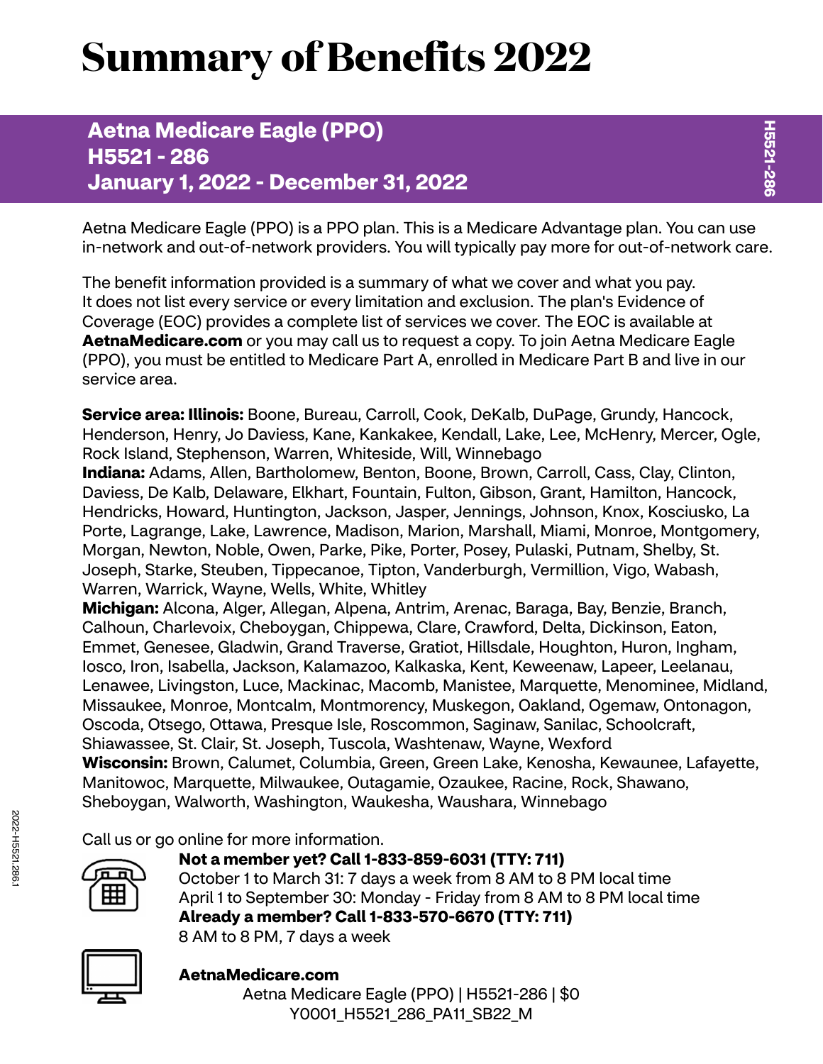# Summary of Benefits 2022

## Aetna Medicare Eagle (PPO)
## H5521 - 286
## January 1, 2022 - December 31, 2022

Aetna Medicare Eagle (PPO) is a PPO plan. This is a Medicare Advantage plan. You can use in-network and out-of-network providers. You will typically pay more for out-of-network care.

The benefit information provided is a summary of what we cover and what you pay. It does not list every service or every limitation and exclusion. The plan's Evidence of Coverage (EOC) provides a complete list of services we cover. The EOC is available at **AetnaMedicare.com** or you may call us to request a copy. To join Aetna Medicare Eagle (PPO), you must be entitled to Medicare Part A, enrolled in Medicare Part B and live in our service area.

**Service area: Illinois:** Boone, Bureau, Carroll, Cook, DeKalb, DuPage, Grundy, Hancock, Henderson, Henry, Jo Daviess, Kane, Kankakee, Kendall, Lake, Lee, McHenry, Mercer, Ogle, Rock Island, Stephenson, Warren, Whiteside, Will, Winnebago
**Indiana:** Adams, Allen, Bartholomew, Benton, Boone, Brown, Carroll, Cass, Clay, Clinton, Daviess, De Kalb, Delaware, Elkhart, Fountain, Fulton, Gibson, Grant, Hamilton, Hancock, Hendricks, Howard, Huntington, Jackson, Jasper, Jennings, Johnson, Knox, Kosciusko, La Porte, Lagrange, Lake, Lawrence, Madison, Marion, Marshall, Miami, Monroe, Montgomery, Morgan, Newton, Noble, Owen, Parke, Pike, Porter, Posey, Pulaski, Putnam, Shelby, St. Joseph, Starke, Steuben, Tippecanoe, Tipton, Vanderburgh, Vermillion, Vigo, Wabash, Warren, Warrick, Wayne, Wells, White, Whitley
**Michigan:** Alcona, Alger, Allegan, Alpena, Antrim, Arenac, Baraga, Bay, Benzie, Branch, Calhoun, Charlevoix, Cheboygan, Chippewa, Clare, Crawford, Delta, Dickinson, Eaton, Emmet, Genesee, Gladwin, Grand Traverse, Gratiot, Hillsdale, Houghton, Huron, Ingham, Iosco, Iron, Isabella, Jackson, Kalamazoo, Kalkaska, Kent, Keweenaw, Lapeer, Leelanau, Lenawee, Livingston, Luce, Mackinac, Macomb, Manistee, Marquette, Menominee, Midland, Missaukee, Monroe, Montcalm, Montmorency, Muskegon, Oakland, Ogemaw, Ontonagon, Oscoda, Otsego, Ottawa, Presque Isle, Roscommon, Saginaw, Sanilac, Schoolcraft, Shiawassee, St. Clair, St. Joseph, Tuscola, Washtenaw, Wayne, Wexford
**Wisconsin:** Brown, Calumet, Columbia, Green, Green Lake, Kenosha, Kewaunee, Lafayette, Manitowoc, Marquette, Milwaukee, Outagamie, Ozaukee, Racine, Rock, Shawano, Sheboygan, Walworth, Washington, Waukesha, Waushara, Winnebago

Call us or go online for more information.

**Not a member yet? Call 1-833-859-6031 (TTY: 711)**
October 1 to March 31: 7 days a week from 8 AM to 8 PM local time
April 1 to September 30: Monday - Friday from 8 AM to 8 PM local time
**Already a member? Call 1-833-570-6670 (TTY: 711)**
8 AM to 8 PM, 7 days a week

**AetnaMedicare.com**

Aetna Medicare Eagle (PPO) | H5521-286 | $0
Y0001_H5521_286_PA11_SB22_M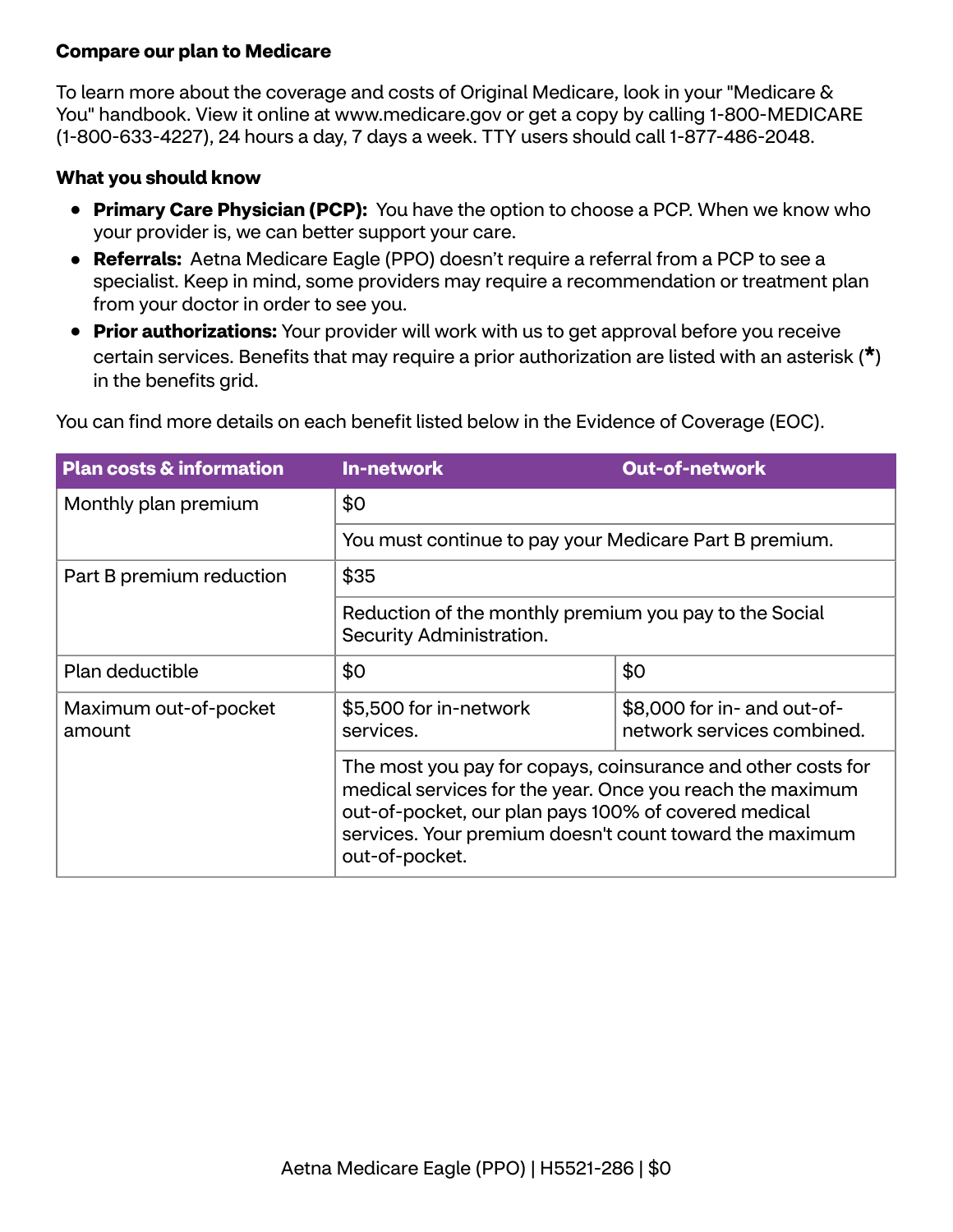**Compare our plan to Medicare**

To learn more about the coverage and costs of Original Medicare, look in your "Medicare & You" handbook. View it online at www.medicare.gov or get a copy by calling 1-800-MEDICARE (1-800-633-4227), 24 hours a day, 7 days a week. TTY users should call 1-877-486-2048.

**What you should know**

- **Primary Care Physician (PCP):** You have the option to choose a PCP. When we know who your provider is, we can better support your care.
- **Referrals:** Aetna Medicare Eagle (PPO) doesn't require a referral from a PCP to see a specialist. Keep in mind, some providers may require a recommendation or treatment plan from your doctor in order to see you.
- **Prior authorizations:** Your provider will work with us to get approval before you receive certain services. Benefits that may require a prior authorization are listed with an asterisk (*) in the benefits grid.

You can find more details on each benefit listed below in the Evidence of Coverage (EOC).

| Plan costs & information | In-network | Out-of-network |
| --- | --- | --- |
| Monthly plan premium | $0 | |
| | You must continue to pay your Medicare Part B premium. | |
| Part B premium reduction | $35 | |
| | Reduction of the monthly premium you pay to the Social Security Administration. | |
| Plan deductible | $0 | $0 |
| Maximum out-of-pocket amount | $5,500 for in-network services. | $8,000 for in- and out-of-network services combined. |
| | The most you pay for copays, coinsurance and other costs for medical services for the year. Once you reach the maximum out-of-pocket, our plan pays 100% of covered medical services. Your premium doesn't count toward the maximum out-of-pocket. | |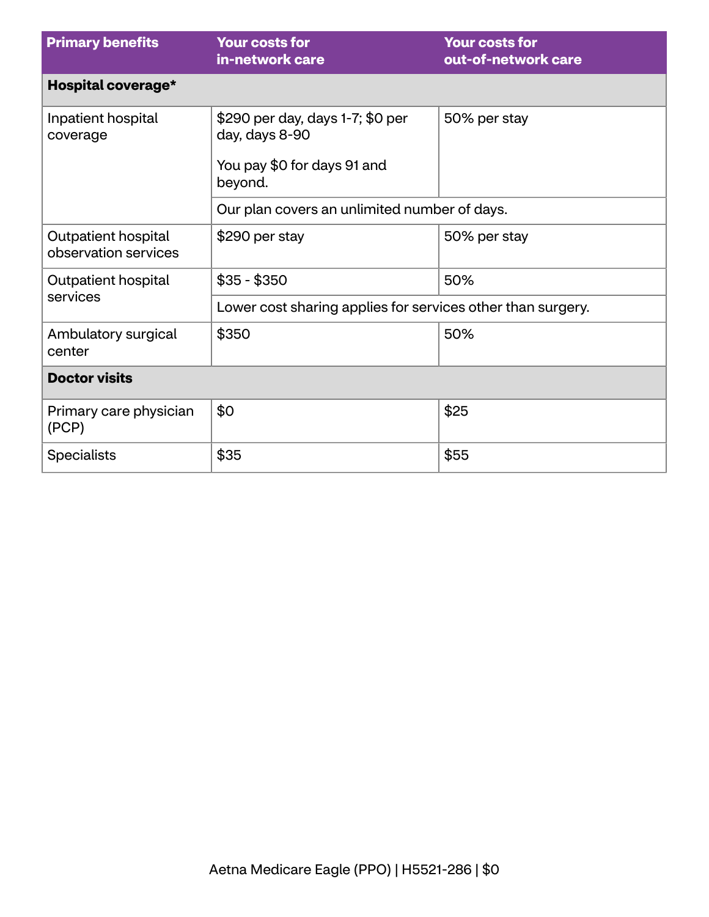| Primary benefits | Your costs for in-network care | Your costs for out-of-network care |
| --- | --- | --- |
| **Hospital coverage*** | | |
| Inpatient hospital coverage | $290 per day, days 1-7; $0 per day, days 8-90<br><br>You pay $0 for days 91 and beyond. | 50% per stay |
| | Our plan covers an unlimited number of days. | |
| Outpatient hospital observation services | $290 per stay | 50% per stay |
| Outpatient hospital services | $35 - $350 | 50% |
| | Lower cost sharing applies for services other than surgery. | |
| Ambulatory surgical center | $350 | 50% |
| **Doctor visits** | | |
| Primary care physician (PCP) | $0 | $25 |
| Specialists | $35 | $55 |

Aetna Medicare Eagle (PPO) | H5521-286 | $0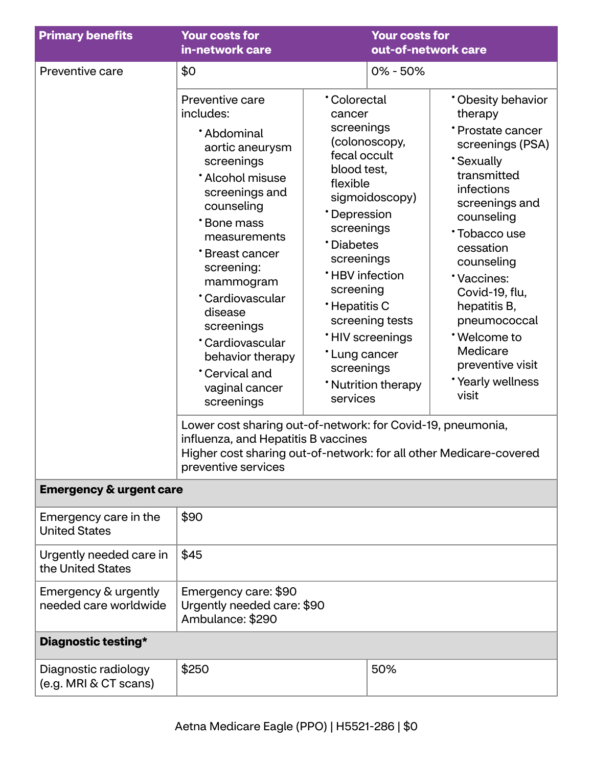| Primary benefits | Your costs for in-network care | Your costs for out-of-network care |
|---|---|---|
| Preventive care | $0 | 0% - 50% |
| | Preventive care includes:<br>• Abdominal aortic aneurysm screenings<br>• Alcohol misuse screenings and counseling<br>• Bone mass measurements<br>• Breast cancer screening: mammogram<br>• Cardiovascular disease screenings<br>• Cardiovascular behavior therapy<br>• Cervical and vaginal cancer screenings<br>• Colorectal cancer screenings (colonoscopy, fecal occult blood test, flexible sigmoidoscopy)<br>• Depression screenings<br>• Diabetes screenings<br>• HBV infection screening<br>• Hepatitis C screening tests<br>• HIV screenings<br>• Lung cancer screenings<br>• Nutrition therapy services<br>• Obesity behavior therapy<br>• Prostate cancer screenings (PSA)<br>• Sexually transmitted infections screenings and counseling<br>• Tobacco use cessation counseling<br>• Vaccines: Covid-19, flu, hepatitis B, pneumococcal<br>• Welcome to Medicare preventive visit<br>• Yearly wellness visit | |
| | Lower cost sharing out-of-network: for Covid-19, pneumonia, influenza, and Hepatitis B vaccines<br>Higher cost sharing out-of-network: for all other Medicare-covered preventive services | |
| **Emergency & urgent care** | | |
| Emergency care in the United States | $90 | |
| Urgently needed care in the United States | $45 | |
| Emergency & urgently needed care worldwide | Emergency care: $90<br>Urgently needed care: $90<br>Ambulance: $290 | |
| **Diagnostic testing*** | | |
| Diagnostic radiology (e.g. MRI & CT scans) | $250 | 50% |

Aetna Medicare Eagle (PPO) | H5521-286 | $0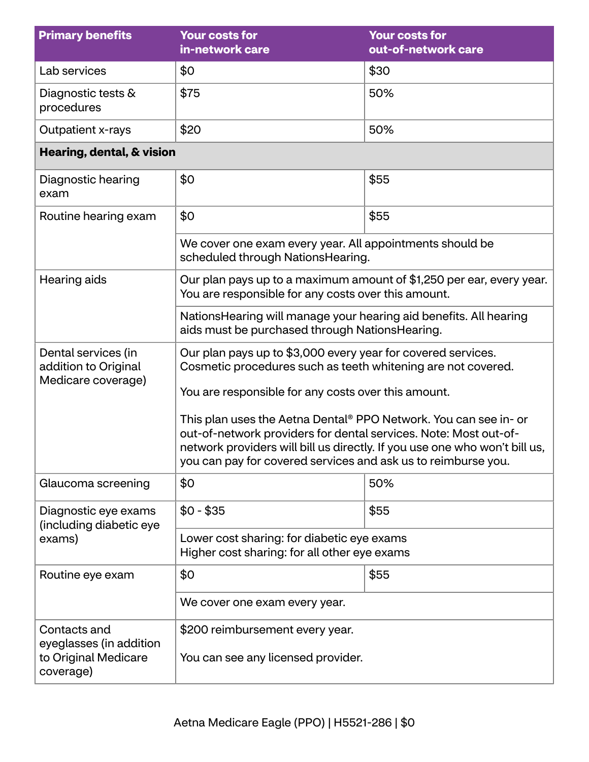| Primary benefits | Your costs for in-network care | Your costs for out-of-network care |
|---|---|---|
| Lab services | $0 | $30 |
| Diagnostic tests & procedures | $75 | 50% |
| Outpatient x-rays | $20 | 50% |
| **Hearing, dental, & vision** | | |
| Diagnostic hearing exam | $0 | $55 |
| Routine hearing exam | $0 | $55 |
| | We cover one exam every year. All appointments should be scheduled through NationsHearing. | |
| Hearing aids | Our plan pays up to a maximum amount of $1,250 per ear, every year. You are responsible for any costs over this amount. | |
| | NationsHearing will manage your hearing aid benefits. All hearing aids must be purchased through NationsHearing. | |
| Dental services (in addition to Original Medicare coverage) | Our plan pays up to $3,000 every year for covered services. Cosmetic procedures such as teeth whitening are not covered.<br><br>You are responsible for any costs over this amount.<br><br>This plan uses the Aetna Dental® PPO Network. You can see in- or out-of-network providers for dental services. Note: Most out-of-network providers will bill us directly. If you use one who won't bill us, you can pay for covered services and ask us to reimburse you. | |
| Glaucoma screening | $0 | 50% |
| Diagnostic eye exams (including diabetic eye exams) | $0 - $35 | $55 |
| | Lower cost sharing: for diabetic eye exams<br>Higher cost sharing: for all other eye exams | |
| Routine eye exam | $0 | $55 |
| | We cover one exam every year. | |
| Contacts and eyeglasses (in addition to Original Medicare coverage) | $200 reimbursement every year.<br><br>You can see any licensed provider. | |

Aetna Medicare Eagle (PPO) | H5521-286 | $0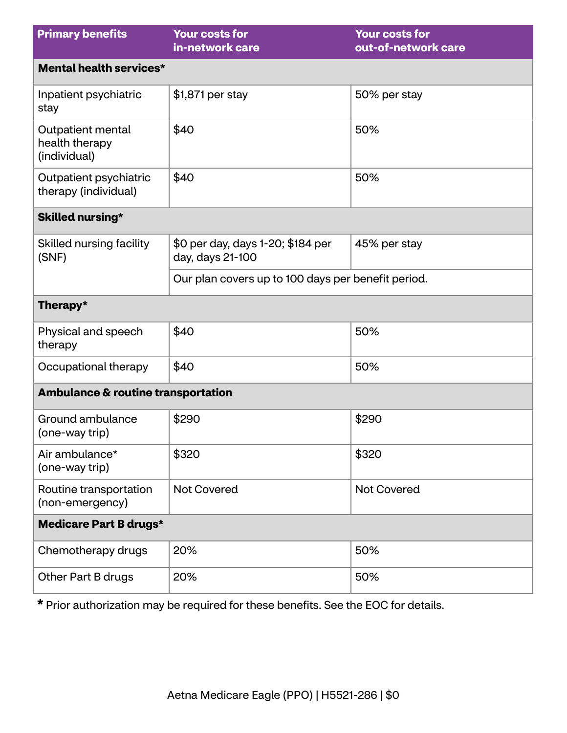| Primary benefits | Your costs for in-network care | Your costs for out-of-network care |
|---|---|---|
| **Mental health services*** | | |
| Inpatient psychiatric stay | $1,871 per stay | 50% per stay |
| Outpatient mental health therapy (individual) | $40 | 50% |
| Outpatient psychiatric therapy (individual) | $40 | 50% |
| **Skilled nursing*** | | |
| Skilled nursing facility (SNF) | $0 per day, days 1-20; $184 per day, days 21-100 | 45% per stay |
| | Our plan covers up to 100 days per benefit period. | |
| **Therapy*** | | |
| Physical and speech therapy | $40 | 50% |
| Occupational therapy | $40 | 50% |
| **Ambulance & routine transportation** | | |
| Ground ambulance (one-way trip) | $290 | $290 |
| Air ambulance* (one-way trip) | $320 | $320 |
| Routine transportation (non-emergency) | Not Covered | Not Covered |
| **Medicare Part B drugs*** | | |
| Chemotherapy drugs | 20% | 50% |
| Other Part B drugs | 20% | 50% |

* Prior authorization may be required for these benefits. See the EOC for details.

Aetna Medicare Eagle (PPO) | H5521-286 | $0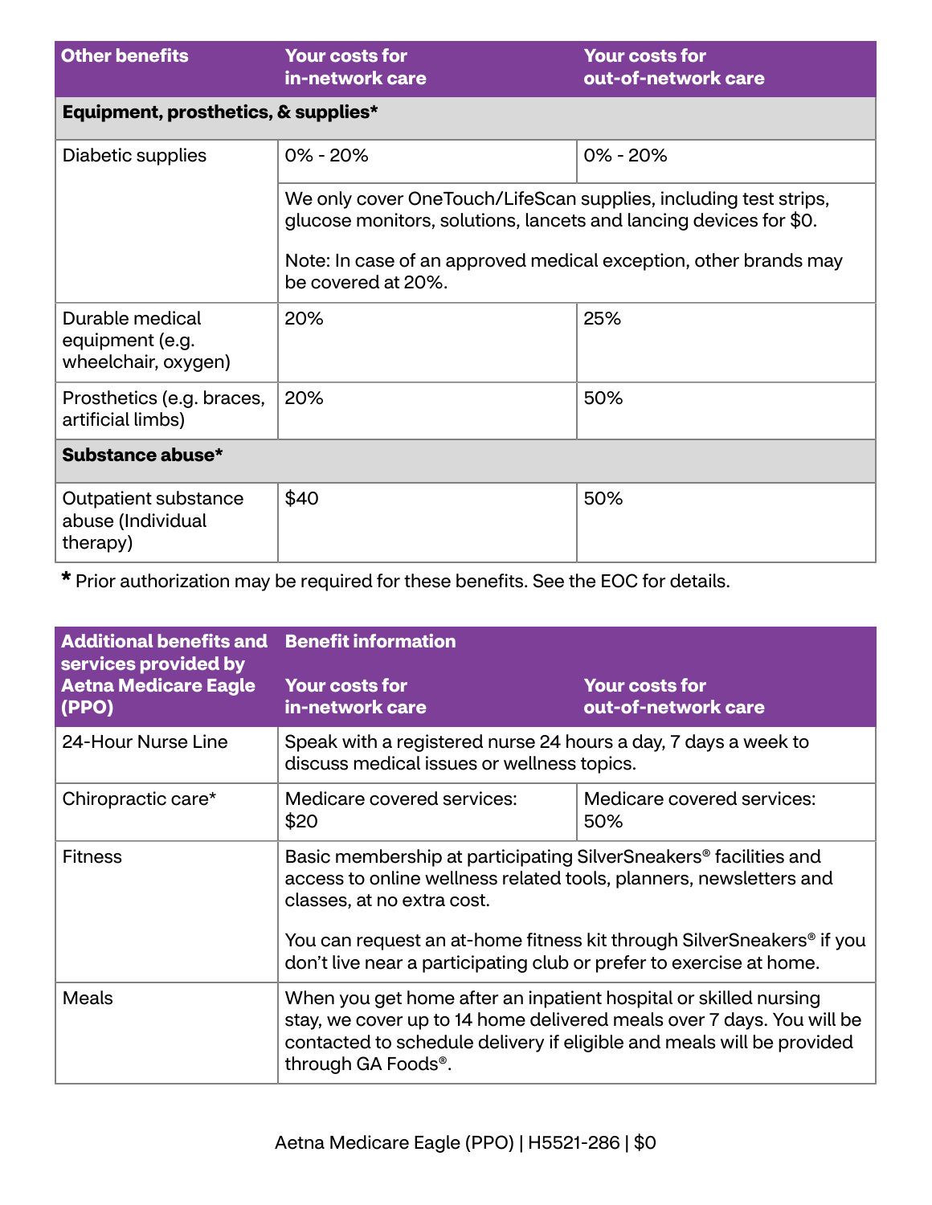| Other benefits | Your costs for in-network care | Your costs for out-of-network care |
|---|---|---|
| **Equipment, prosthetics, & supplies*** | | |
| Diabetic supplies | 0% - 20% | 0% - 20% |
| | We only cover OneTouch/LifeScan supplies, including test strips, glucose monitors, solutions, lancets and lancing devices for $0.<br><br>Note: In case of an approved medical exception, other brands may be covered at 20%. | |
| Durable medical equipment (e.g. wheelchair, oxygen) | 20% | 25% |
| Prosthetics (e.g. braces, artificial limbs) | 20% | 50% |
| **Substance abuse*** | | |
| Outpatient substance abuse (Individual therapy) | $40 | 50% |

\* Prior authorization may be required for these benefits. See the EOC for details.

| Additional benefits and services provided by Aetna Medicare Eagle (PPO) | Benefit information | |
|---|---|---|
| | Your costs for in-network care | Your costs for out-of-network care |
| 24-Hour Nurse Line | Speak with a registered nurse 24 hours a day, 7 days a week to discuss medical issues or wellness topics. | |
| Chiropractic care* | Medicare covered services: $20 | Medicare covered services: 50% |
| Fitness | Basic membership at participating SilverSneakers® facilities and access to online wellness related tools, planners, newsletters and classes, at no extra cost.<br><br>You can request an at-home fitness kit through SilverSneakers® if you don't live near a participating club or prefer to exercise at home. | |
| Meals | When you get home after an inpatient hospital or skilled nursing stay, we cover up to 14 home delivered meals over 7 days. You will be contacted to schedule delivery if eligible and meals will be provided through GA Foods®. | |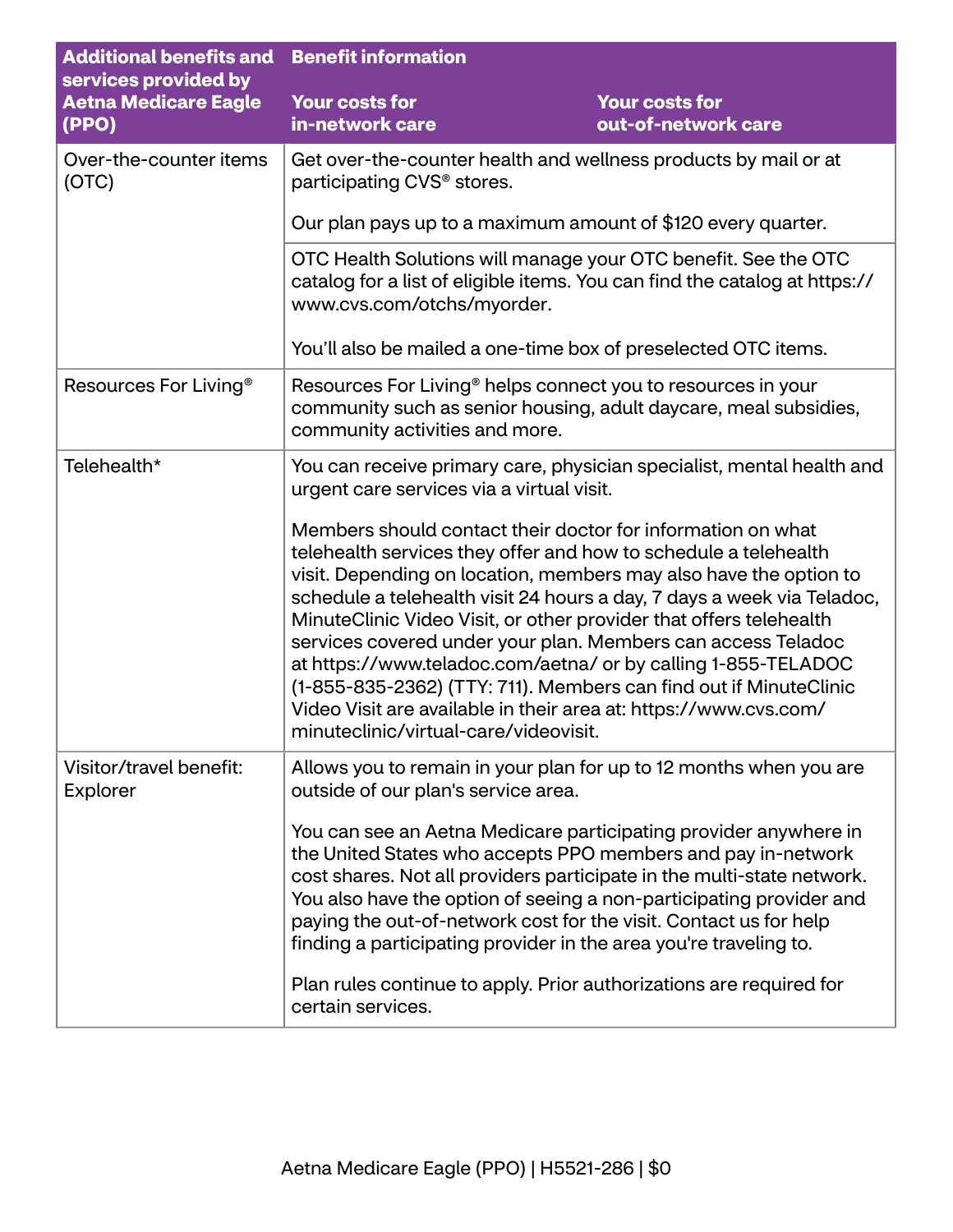| Additional benefits and services provided by Aetna Medicare Eagle (PPO) | Benefit information<br><br>Your costs for in-network care | <br><br>Your costs for out-of-network care |
|---|---|---|
| Over-the-counter items (OTC) | Get over-the-counter health and wellness products by mail or at participating CVS® stores.<br><br>Our plan pays up to a maximum amount of $120 every quarter. | |
| | OTC Health Solutions will manage your OTC benefit. See the OTC catalog for a list of eligible items. You can find the catalog at https://www.cvs.com/otchs/myorder.<br><br>You'll also be mailed a one-time box of preselected OTC items. | |
| Resources For Living® | Resources For Living® helps connect you to resources in your community such as senior housing, adult daycare, meal subsidies, community activities and more. | |
| Telehealth* | You can receive primary care, physician specialist, mental health and urgent care services via a virtual visit.<br><br>Members should contact their doctor for information on what telehealth services they offer and how to schedule a telehealth visit. Depending on location, members may also have the option to schedule a telehealth visit 24 hours a day, 7 days a week via Teladoc, MinuteClinic Video Visit, or other provider that offers telehealth services covered under your plan. Members can access Teladoc at https://www.teladoc.com/aetna/ or by calling 1-855-TELADOC (1-855-835-2362) (TTY: 711). Members can find out if MinuteClinic Video Visit are available in their area at: https://www.cvs.com/minuteclinic/virtual-care/videovisit. | |
| Visitor/travel benefit: Explorer | Allows you to remain in your plan for up to 12 months when you are outside of our plan's service area.<br><br>You can see an Aetna Medicare participating provider anywhere in the United States who accepts PPO members and pay in-network cost shares. Not all providers participate in the multi-state network. You also have the option of seeing a non-participating provider and paying the out-of-network cost for the visit. Contact us for help finding a participating provider in the area you're traveling to.<br><br>Plan rules continue to apply. Prior authorizations are required for certain services. | |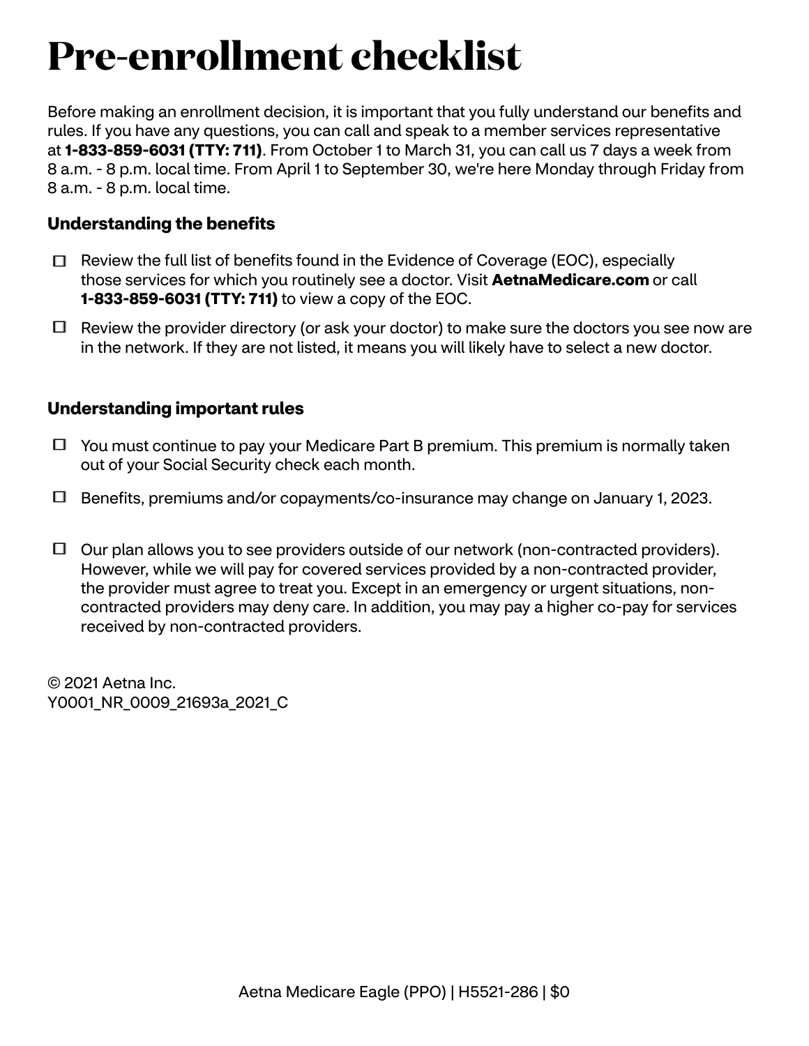# Pre-enrollment checklist

Before making an enrollment decision, it is important that you fully understand our benefits and rules. If you have any questions, you can call and speak to a member services representative at **1-833-859-6031 (TTY: 711)**. From October 1 to March 31, you can call us 7 days a week from 8 a.m. - 8 p.m. local time. From April 1 to September 30, we're here Monday through Friday from 8 a.m. - 8 p.m. local time.

### Understanding the benefits

- ☐ Review the full list of benefits found in the Evidence of Coverage (EOC), especially those services for which you routinely see a doctor. Visit **AetnaMedicare.com** or call **1-833-859-6031 (TTY: 711)** to view a copy of the EOC.
- ☐ Review the provider directory (or ask your doctor) to make sure the doctors you see now are in the network. If they are not listed, it means you will likely have to select a new doctor.

### Understanding important rules

- ☐ You must continue to pay your Medicare Part B premium. This premium is normally taken out of your Social Security check each month.
- ☐ Benefits, premiums and/or copayments/co-insurance may change on January 1, 2023.
- ☐ Our plan allows you to see providers outside of our network (non-contracted providers). However, while we will pay for covered services provided by a non-contracted provider, the provider must agree to treat you. Except in an emergency or urgent situations, non-contracted providers may deny care. In addition, you may pay a higher co-pay for services received by non-contracted providers.

© 2021 Aetna Inc.
Y0001_NR_0009_21693a_2021_C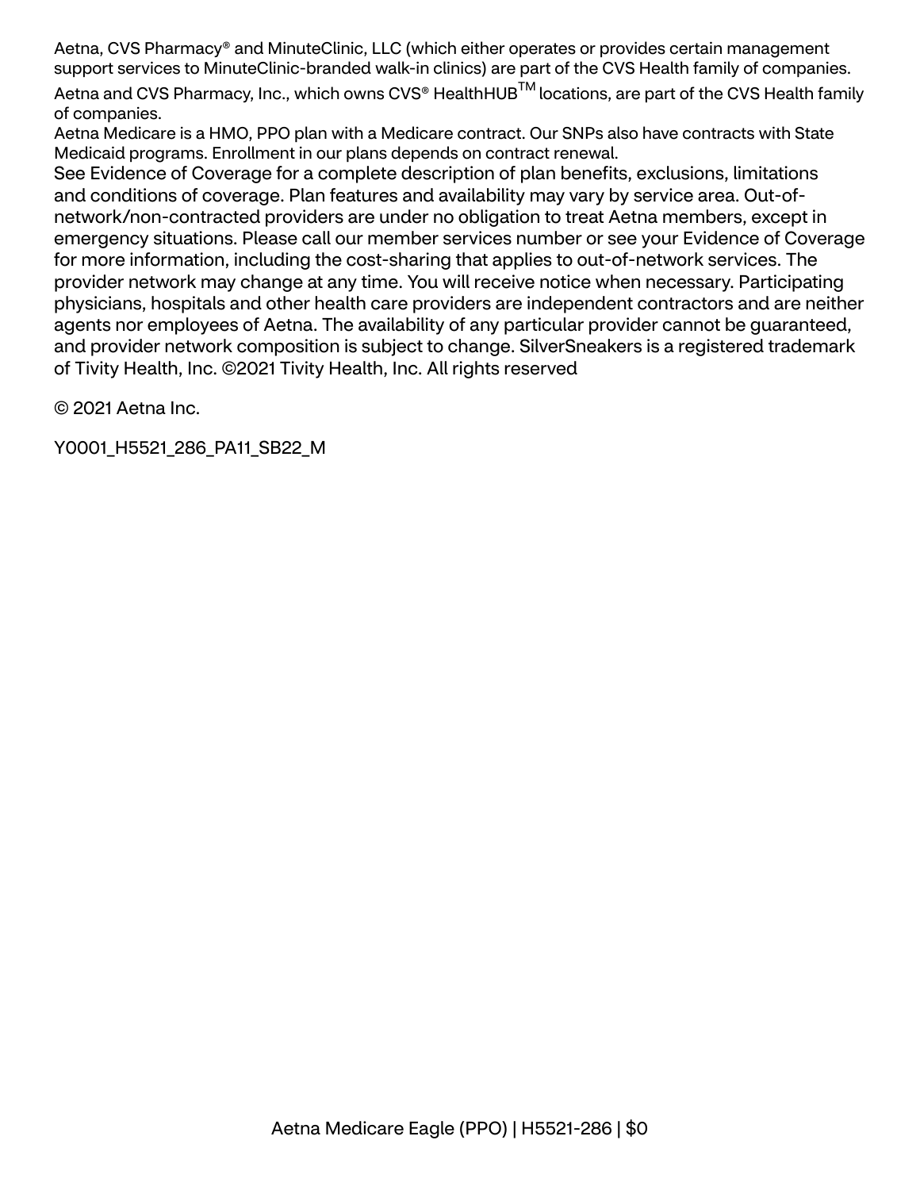Aetna, CVS Pharmacy® and MinuteClinic, LLC (which either operates or provides certain management support services to MinuteClinic-branded walk-in clinics) are part of the CVS Health family of companies.

Aetna and CVS Pharmacy, Inc., which owns CVS® HealthHUB™ locations, are part of the CVS Health family of companies.

Aetna Medicare is a HMO, PPO plan with a Medicare contract. Our SNPs also have contracts with State Medicaid programs. Enrollment in our plans depends on contract renewal.

See Evidence of Coverage for a complete description of plan benefits, exclusions, limitations and conditions of coverage. Plan features and availability may vary by service area. Out-of-network/non-contracted providers are under no obligation to treat Aetna members, except in emergency situations. Please call our member services number or see your Evidence of Coverage for more information, including the cost-sharing that applies to out-of-network services. The provider network may change at any time. You will receive notice when necessary. Participating physicians, hospitals and other health care providers are independent contractors and are neither agents nor employees of Aetna. The availability of any particular provider cannot be guaranteed, and provider network composition is subject to change. SilverSneakers is a registered trademark of Tivity Health, Inc. ©2021 Tivity Health, Inc. All rights reserved

© 2021 Aetna Inc.

Y0001_H5521_286_PA11_SB22_M